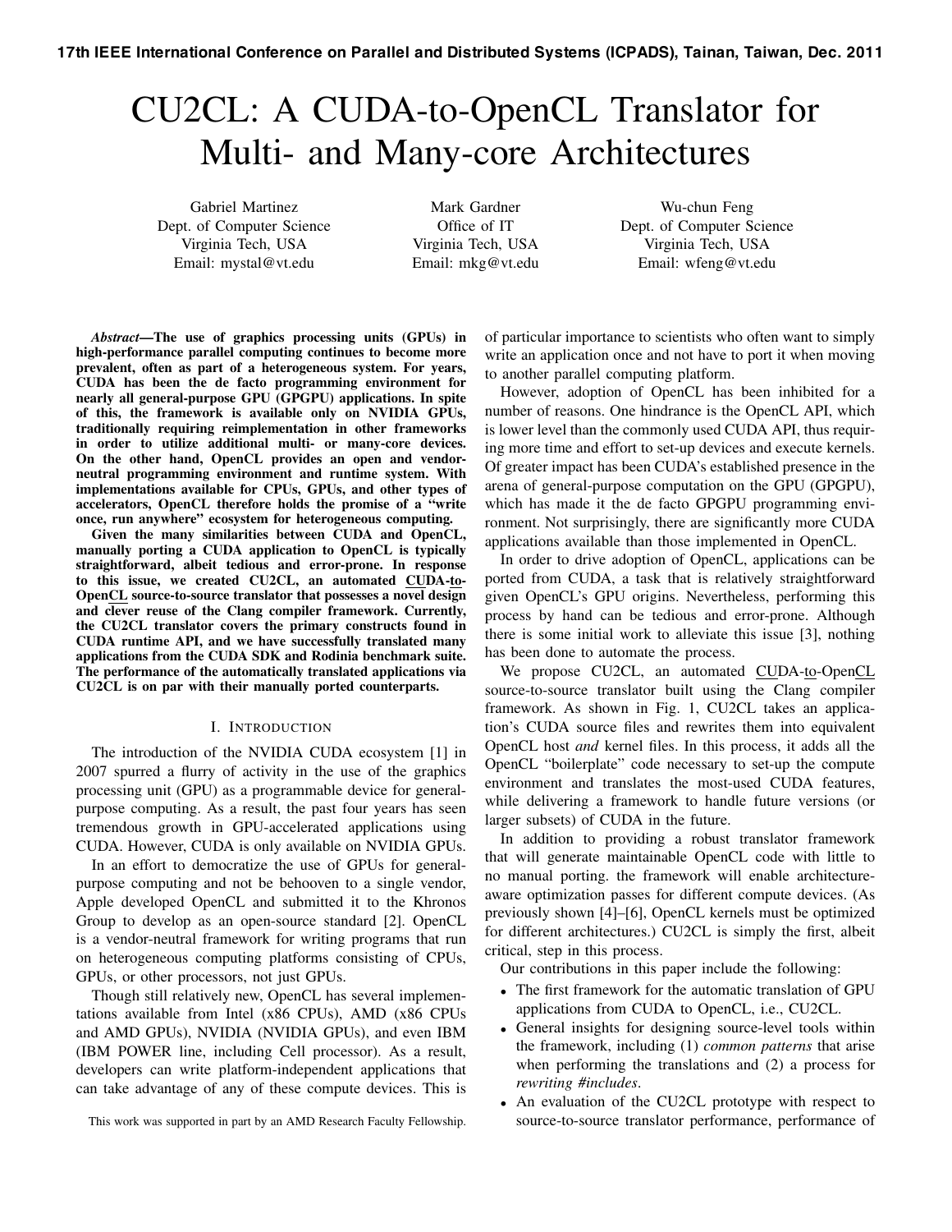# CU2CL: A CUDA-to-OpenCL Translator for Multi- and Many-core Architectures

Gabriel Martinez
Dept. of Computer Science
Virginia Tech, USA
Email: mystal@vt.edu

Mark Gardner
Office of IT
Virginia Tech, USA
Email: mkg@vt.edu

Wu-chun Feng
Dept. of Computer Science
Virginia Tech, USA
Email: wfeng@vt.edu

***Abstract*—The use of graphics processing units (GPUs) in high-performance parallel computing continues to become more prevalent, often as part of a heterogeneous system. For years, CUDA has been the de facto programming environment for nearly all general-purpose GPU (GPGPU) applications. In spite of this, the framework is available only on NVIDIA GPUs, traditionally requiring reimplementation in other frameworks in order to utilize additional multi- or many-core devices. On the other hand, OpenCL provides an open and vendor-neutral programming environment and runtime system. With implementations available for CPUs, GPUs, and other types of accelerators, OpenCL therefore holds the promise of a "write once, run anywhere" ecosystem for heterogeneous computing.**

**Given the many similarities between CUDA and OpenCL, manually porting a CUDA application to OpenCL is typically straightforward, albeit tedious and error-prone. In response to this issue, we created CU2CL, an automated CUDA-to-OpenCL source-to-source translator that possesses a novel design and clever reuse of the Clang compiler framework. Currently, the CU2CL translator covers the primary constructs found in CUDA runtime API, and we have successfully translated many applications from the CUDA SDK and Rodinia benchmark suite. The performance of the automatically translated applications via CU2CL is on par with their manually ported counterparts.**

## I. Introduction

The introduction of the NVIDIA CUDA ecosystem [1] in 2007 spurred a flurry of activity in the use of the graphics processing unit (GPU) as a programmable device for general-purpose computing. As a result, the past four years has seen tremendous growth in GPU-accelerated applications using CUDA. However, CUDA is only available on NVIDIA GPUs.

In an effort to democratize the use of GPUs for general-purpose computing and not be behooven to a single vendor, Apple developed OpenCL and submitted it to the Khronos Group to develop as an open-source standard [2]. OpenCL is a vendor-neutral framework for writing programs that run on heterogeneous computing platforms consisting of CPUs, GPUs, or other processors, not just GPUs.

Though still relatively new, OpenCL has several implementations available from Intel (x86 CPUs), AMD (x86 CPUs and AMD GPUs), NVIDIA (NVIDIA GPUs), and even IBM (IBM POWER line, including Cell processor). As a result, developers can write platform-independent applications that can take advantage of any of these compute devices. This is of particular importance to scientists who often want to simply write an application once and not have to port it when moving to another parallel computing platform.

However, adoption of OpenCL has been inhibited for a number of reasons. One hindrance is the OpenCL API, which is lower level than the commonly used CUDA API, thus requiring more time and effort to set-up devices and execute kernels. Of greater impact has been CUDA's established presence in the arena of general-purpose computation on the GPU (GPGPU), which has made it the de facto GPGPU programming environment. Not surprisingly, there are significantly more CUDA applications available than those implemented in OpenCL.

In order to drive adoption of OpenCL, applications can be ported from CUDA, a task that is relatively straightforward given OpenCL's GPU origins. Nevertheless, performing this process by hand can be tedious and error-prone. Although there is some initial work to alleviate this issue [3], nothing has been done to automate the process.

We propose CU2CL, an automated CUDA-to-OpenCL source-to-source translator built using the Clang compiler framework. As shown in Fig. 1, CU2CL takes an application's CUDA source files and rewrites them into equivalent OpenCL host *and* kernel files. In this process, it adds all the OpenCL "boilerplate" code necessary to set-up the compute environment and translates the most-used CUDA features, while delivering a framework to handle future versions (or larger subsets) of CUDA in the future.

In addition to providing a robust translator framework that will generate maintainable OpenCL code with little to no manual porting. the framework will enable architecture-aware optimization passes for different compute devices. (As previously shown [4]–[6], OpenCL kernels must be optimized for different architectures.) CU2CL is simply the first, albeit critical, step in this process.

Our contributions in this paper include the following:

- The first framework for the automatic translation of GPU applications from CUDA to OpenCL, i.e., CU2CL.
- General insights for designing source-level tools within the framework, including (1) *common patterns* that arise when performing the translations and (2) a process for *rewriting #includes*.
- An evaluation of the CU2CL prototype with respect to source-to-source translator performance, performance of

This work was supported in part by an AMD Research Faculty Fellowship.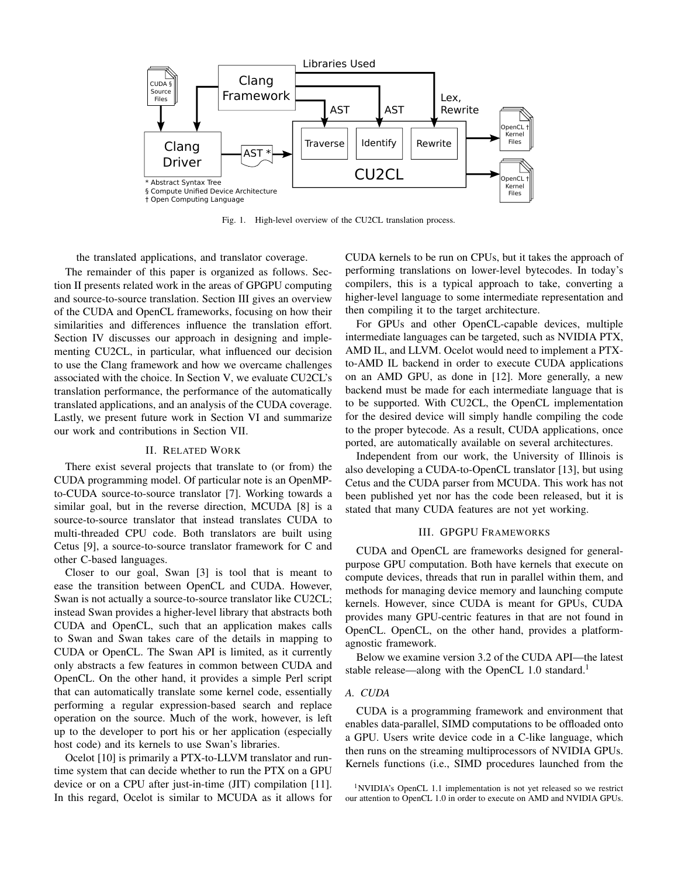Fig. 1. High-level overview of the CU2CL translation process.

the translated applications, and translator coverage.

The remainder of this paper is organized as follows. Section II presents related work in the areas of GPGPU computing and source-to-source translation. Section III gives an overview of the CUDA and OpenCL frameworks, focusing on how their similarities and differences influence the translation effort. Section IV discusses our approach in designing and implementing CU2CL, in particular, what influenced our decision to use the Clang framework and how we overcame challenges associated with the choice. In Section V, we evaluate CU2CL's translation performance, the performance of the automatically translated applications, and an analysis of the CUDA coverage. Lastly, we present future work in Section VI and summarize our work and contributions in Section VII.

## II. Related Work

There exist several projects that translate to (or from) the CUDA programming model. Of particular note is an OpenMP-to-CUDA source-to-source translator [7]. Working towards a similar goal, but in the reverse direction, MCUDA [8] is a source-to-source translator that instead translates CUDA to multi-threaded CPU code. Both translators are built using Cetus [9], a source-to-source translator framework for C and other C-based languages.

Closer to our goal, Swan [3] is tool that is meant to ease the transition between OpenCL and CUDA. However, Swan is not actually a source-to-source translator like CU2CL; instead Swan provides a higher-level library that abstracts both CUDA and OpenCL, such that an application makes calls to Swan and Swan takes care of the details in mapping to CUDA or OpenCL. The Swan API is limited, as it currently only abstracts a few features in common between CUDA and OpenCL. On the other hand, it provides a simple Perl script that can automatically translate some kernel code, essentially performing a regular expression-based search and replace operation on the source. Much of the work, however, is left up to the developer to port his or her application (especially host code) and its kernels to use Swan's libraries.

Ocelot [10] is primarily a PTX-to-LLVM translator and run-time system that can decide whether to run the PTX on a GPU device or on a CPU after just-in-time (JIT) compilation [11]. In this regard, Ocelot is similar to MCUDA as it allows for CUDA kernels to be run on CPUs, but it takes the approach of performing translations on lower-level bytecodes. In today's compilers, this is a typical approach to take, converting a higher-level language to some intermediate representation and then compiling it to the target architecture.

For GPUs and other OpenCL-capable devices, multiple intermediate languages can be targeted, such as NVIDIA PTX, AMD IL, and LLVM. Ocelot would need to implement a PTX-to-AMD IL backend in order to execute CUDA applications on an AMD GPU, as done in [12]. More generally, a new backend must be made for each intermediate language that is to be supported. With CU2CL, the OpenCL implementation for the desired device will simply handle compiling the code to the proper bytecode. As a result, CUDA applications, once ported, are automatically available on several architectures.

Independent from our work, the University of Illinois is also developing a CUDA-to-OpenCL translator [13], but using Cetus and the CUDA parser from MCUDA. This work has not been published yet nor has the code been released, but it is stated that many CUDA features are not yet working.

## III. GPGPU Frameworks

CUDA and OpenCL are frameworks designed for general-purpose GPU computation. Both have kernels that execute on compute devices, threads that run in parallel within them, and methods for managing device memory and launching compute kernels. However, since CUDA is meant for GPUs, CUDA provides many GPU-centric features in that are not found in OpenCL. OpenCL, on the other hand, provides a platform-agnostic framework.

Below we examine version 3.2 of the CUDA API—the latest stable release—along with the OpenCL 1.0 standard.[1]

### A. CUDA

CUDA is a programming framework and environment that enables data-parallel, SIMD computations to be offloaded onto a GPU. Users write device code in a C-like language, which then runs on the streaming multiprocessors of NVIDIA GPUs. Kernels functions (i.e., SIMD procedures launched from the

[1] NVIDIA's OpenCL 1.1 implementation is not yet released so we restrict our attention to OpenCL 1.0 in order to execute on AMD and NVIDIA GPUs.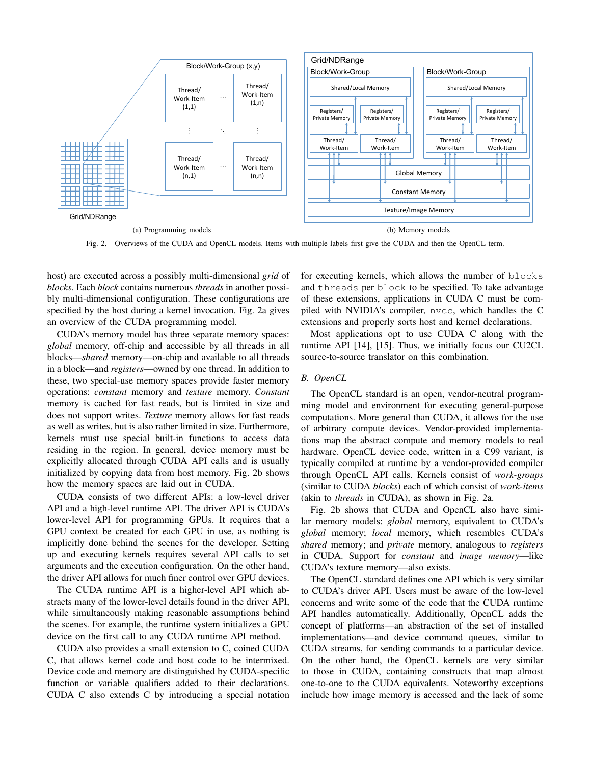Fig. 2. Overviews of the CUDA and OpenCL models. Items with multiple labels first give the CUDA and then the OpenCL term.

(a) Programming models

(b) Memory models

host) are executed across a possibly multi-dimensional *grid* of *blocks*. Each *block* contains numerous *threads* in another possibly multi-dimensional configuration. These configurations are specified by the host during a kernel invocation. Fig. 2a gives an overview of the CUDA programming model.

CUDA's memory model has three separate memory spaces: *global* memory, off-chip and accessible by all threads in all blocks—*shared* memory—on-chip and available to all threads in a block—and *registers*—owned by one thread. In addition to these, two special-use memory spaces provide faster memory operations: *constant* memory and *texture* memory. *Constant* memory is cached for fast reads, but is limited in size and does not support writes. *Texture* memory allows for fast reads as well as writes, but is also rather limited in size. Furthermore, kernels must use special built-in functions to access data residing in the region. In general, device memory must be explicitly allocated through CUDA API calls and is usually initialized by copying data from host memory. Fig. 2b shows how the memory spaces are laid out in CUDA.

CUDA consists of two different APIs: a low-level driver API and a high-level runtime API. The driver API is CUDA's lower-level API for programming GPUs. It requires that a GPU context be created for each GPU in use, as nothing is implicitly done behind the scenes for the developer. Setting up and executing kernels requires several API calls to set arguments and the execution configuration. On the other hand, the driver API allows for much finer control over GPU devices.

The CUDA runtime API is a higher-level API which abstracts many of the lower-level details found in the driver API, while simultaneously making reasonable assumptions behind the scenes. For example, the runtime system initializes a GPU device on the first call to any CUDA runtime API method.

CUDA also provides a small extension to C, coined CUDA C, that allows kernel code and host code to be intermixed. Device code and memory are distinguished by CUDA-specific function or variable qualifiers added to their declarations. CUDA C also extends C by introducing a special notation for executing kernels, which allows the number of `blocks` and `threads` per `block` to be specified. To take advantage of these extensions, applications in CUDA C must be compiled with NVIDIA's compiler, `nvcc`, which handles the C extensions and properly sorts host and kernel declarations.

Most applications opt to use CUDA C along with the runtime API [14], [15]. Thus, we initially focus our CU2CL source-to-source translator on this combination.

### B. OpenCL

The OpenCL standard is an open, vendor-neutral programming model and environment for executing general-purpose computations. More general than CUDA, it allows for the use of arbitrary compute devices. Vendor-provided implementations map the abstract compute and memory models to real hardware. OpenCL device code, written in a C99 variant, is typically compiled at runtime by a vendor-provided compiler through OpenCL API calls. Kernels consist of *work-groups* (similar to CUDA *blocks*) each of which consist of *work-items* (akin to *threads* in CUDA), as shown in Fig. 2a.

Fig. 2b shows that CUDA and OpenCL also have similar memory models: *global* memory, equivalent to CUDA's *global* memory; *local* memory, which resembles CUDA's *shared* memory; and *private* memory, analogous to *registers* in CUDA. Support for *constant* and *image memory*—like CUDA's texture memory—also exists.

The OpenCL standard defines one API which is very similar to CUDA's driver API. Users must be aware of the low-level concerns and write some of the code that the CUDA runtime API handles automatically. Additionally, OpenCL adds the concept of platforms—an abstraction of the set of installed implementations—and device command queues, similar to CUDA streams, for sending commands to a particular device. On the other hand, the OpenCL kernels are very similar to those in CUDA, containing constructs that map almost one-to-one to the CUDA equivalents. Noteworthy exceptions include how image memory is accessed and the lack of some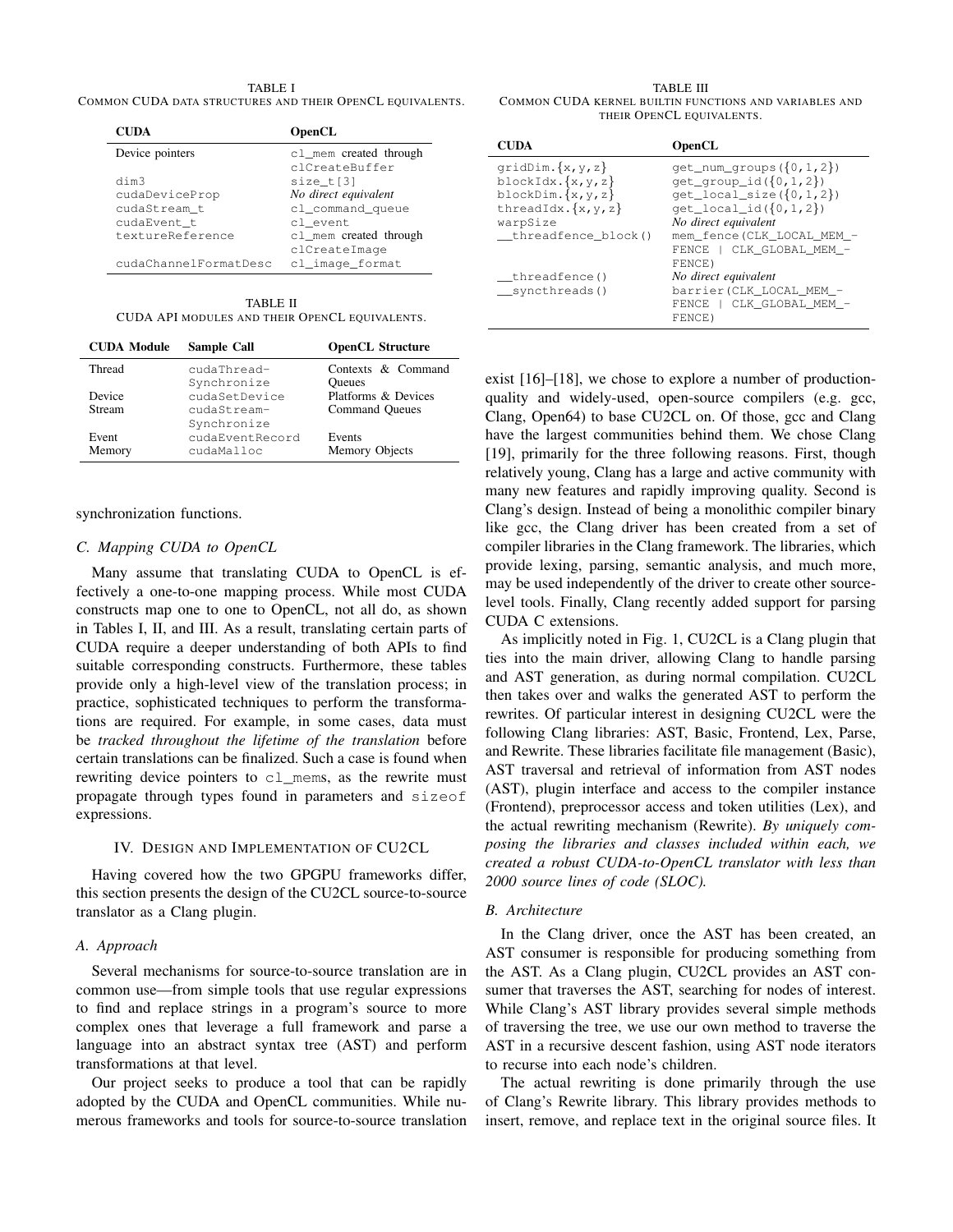TABLE I
COMMON CUDA DATA STRUCTURES AND THEIR OPENCL EQUIVALENTS.

| CUDA | OpenCL |
|---|---|
| Device pointers | cl_mem created through clCreateBuffer |
| dim3 | size_t[3] |
| cudaDeviceProp | *No direct equivalent* |
| cudaStream_t | cl_command_queue |
| cudaEvent_t | cl_event |
| textureReference | cl_mem created through clCreateImage |
| cudaChannelFormatDesc | cl_image_format |

TABLE II
CUDA API MODULES AND THEIR OPENCL EQUIVALENTS.

| CUDA Module | Sample Call | OpenCL Structure |
|---|---|---|
| Thread | cudaThread-Synchronize | Contexts & Command Queues |
| Device | cudaSetDevice | Platforms & Devices |
| Stream | cudaStream-Synchronize | Command Queues |
| Event | cudaEventRecord | Events |
| Memory | cudaMalloc | Memory Objects |

TABLE III
COMMON CUDA KERNEL BUILTIN FUNCTIONS AND VARIABLES AND THEIR OPENCL EQUIVALENTS.

| CUDA | OpenCL |
|---|---|
| gridDim.{x,y,z} | get_num_groups({0,1,2}) |
| blockIdx.{x,y,z} | get_group_id({0,1,2}) |
| blockDim.{x,y,z} | get_local_size({0,1,2}) |
| threadIdx.{x,y,z} | get_local_id({0,1,2}) |
| warpSize | *No direct equivalent* |
| __threadfence_block() | mem_fence(CLK_LOCAL_MEM_FENCE \| CLK_GLOBAL_MEM_FENCE) |
| __threadfence() | *No direct equivalent* |
| __syncthreads() | barrier(CLK_LOCAL_MEM_FENCE \| CLK_GLOBAL_MEM_FENCE) |

synchronization functions.

### C. Mapping CUDA to OpenCL

Many assume that translating CUDA to OpenCL is effectively a one-to-one mapping process. While most CUDA constructs map one to one to OpenCL, not all do, as shown in Tables I, II, and III. As a result, translating certain parts of CUDA require a deeper understanding of both APIs to find suitable corresponding constructs. Furthermore, these tables provide only a high-level view of the translation process; in practice, sophisticated techniques to perform the transformations are required. For example, in some cases, data must be *tracked throughout the lifetime of the translation* before certain translations can be finalized. Such a case is found when rewriting device pointers to cl_mems, as the rewrite must propagate through types found in parameters and sizeof expressions.

## IV. DESIGN AND IMPLEMENTATION OF CU2CL

Having covered how the two GPGPU frameworks differ, this section presents the design of the CU2CL source-to-source translator as a Clang plugin.

### A. Approach

Several mechanisms for source-to-source translation are in common use—from simple tools that use regular expressions to find and replace strings in a program's source to more complex ones that leverage a full framework and parse a language into an abstract syntax tree (AST) and perform transformations at that level.

Our project seeks to produce a tool that can be rapidly adopted by the CUDA and OpenCL communities. While numerous frameworks and tools for source-to-source translation exist [16]–[18], we chose to explore a number of production-quality and widely-used, open-source compilers (e.g. gcc, Clang, Open64) to base CU2CL on. Of those, gcc and Clang have the largest communities behind them. We chose Clang [19], primarily for the three following reasons. First, though relatively young, Clang has a large and active community with many new features and rapidly improving quality. Second is Clang's design. Instead of being a monolithic compiler binary like gcc, the Clang driver has been created from a set of compiler libraries in the Clang framework. The libraries, which provide lexing, parsing, semantic analysis, and much more, may be used independently of the driver to create other source-level tools. Finally, Clang recently added support for parsing CUDA C extensions.

As implicitly noted in Fig. 1, CU2CL is a Clang plugin that ties into the main driver, allowing Clang to handle parsing and AST generation, as during normal compilation. CU2CL then takes over and walks the generated AST to perform the rewrites. Of particular interest in designing CU2CL were the following Clang libraries: AST, Basic, Frontend, Lex, Parse, and Rewrite. These libraries facilitate file management (Basic), AST traversal and retrieval of information from AST nodes (AST), plugin interface and access to the compiler instance (Frontend), preprocessor access and token utilities (Lex), and the actual rewriting mechanism (Rewrite). *By uniquely composing the libraries and classes included within each, we created a robust CUDA-to-OpenCL translator with less than 2000 source lines of code (SLOC).*

### B. Architecture

In the Clang driver, once the AST has been created, an AST consumer is responsible for producing something from the AST. As a Clang plugin, CU2CL provides an AST consumer that traverses the AST, searching for nodes of interest. While Clang's AST library provides several simple methods of traversing the tree, we use our own method to traverse the AST in a recursive descent fashion, using AST node iterators to recurse into each node's children.

The actual rewriting is done primarily through the use of Clang's Rewrite library. This library provides methods to insert, remove, and replace text in the original source files. It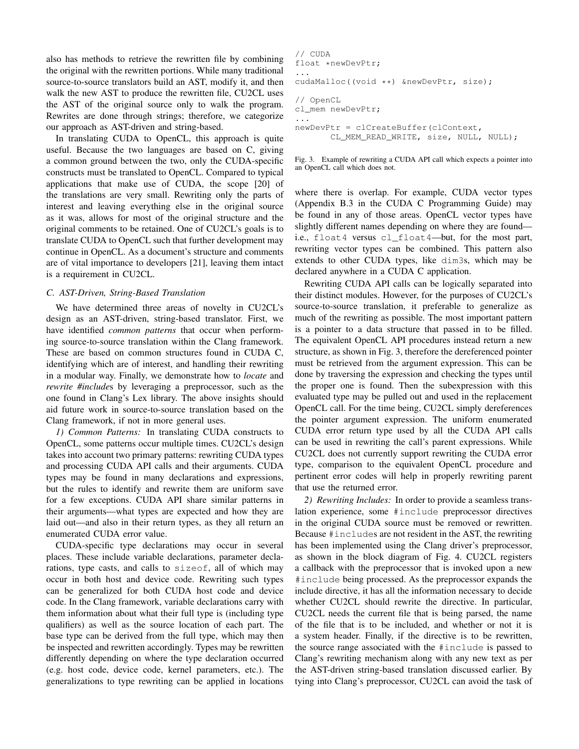also has methods to retrieve the rewritten file by combining the original with the rewritten portions. While many traditional source-to-source translators build an AST, modify it, and then walk the new AST to produce the rewritten file, CU2CL uses the AST of the original source only to walk the program. Rewrites are done through strings; therefore, we categorize our approach as AST-driven and string-based.

In translating CUDA to OpenCL, this approach is quite useful. Because the two languages are based on C, giving a common ground between the two, only the CUDA-specific constructs must be translated to OpenCL. Compared to typical applications that make use of CUDA, the scope [20] of the translations are very small. Rewriting only the parts of interest and leaving everything else in the original source as it was, allows for most of the original structure and the original comments to be retained. One of CU2CL's goals is to translate CUDA to OpenCL such that further development may continue in OpenCL. As a document's structure and comments are of vital importance to developers [21], leaving them intact is a requirement in CU2CL.

### C. AST-Driven, String-Based Translation

We have determined three areas of novelty in CU2CL's design as an AST-driven, string-based translator. First, we have identified *common patterns* that occur when performing source-to-source translation within the Clang framework. These are based on common structures found in CUDA C, identifying which are of interest, and handling their rewriting in a modular way. Finally, we demonstrate how to *locate* and *rewrite #include*s by leveraging a preprocessor, such as the one found in Clang's Lex library. The above insights should aid future work in source-to-source translation based on the Clang framework, if not in more general uses.

*1) Common Patterns:* In translating CUDA constructs to OpenCL, some patterns occur multiple times. CU2CL's design takes into account two primary patterns: rewriting CUDA types and processing CUDA API calls and their arguments. CUDA types may be found in many declarations and expressions, but the rules to identify and rewrite them are uniform save for a few exceptions. CUDA API share similar patterns in their arguments—what types are expected and how they are laid out—and also in their return types, as they all return an enumerated CUDA error value.

CUDA-specific type declarations may occur in several places. These include variable declarations, parameter declarations, type casts, and calls to `sizeof`, all of which may occur in both host and device code. Rewriting such types can be generalized for both CUDA host code and device code. In the Clang framework, variable declarations carry with them information about what their full type is (including type qualifiers) as well as the source location of each part. The base type can be derived from the full type, which may then be inspected and rewritten accordingly. Types may be rewritten differently depending on where the type declaration occurred (e.g. host code, device code, kernel parameters, etc.). The generalizations to type rewriting can be applied in locations

```
// CUDA
float *newDevPtr;
...
cudaMalloc((void **) &newDevPtr, size);

// OpenCL
cl_mem newDevPtr;
...
newDevPtr = clCreateBuffer(clContext,
        CL_MEM_READ_WRITE, size, NULL, NULL);
```

Fig. 3. Example of rewriting a CUDA API call which expects a pointer into an OpenCL call which does not.

where there is overlap. For example, CUDA vector types (Appendix B.3 in the CUDA C Programming Guide) may be found in any of those areas. OpenCL vector types have slightly different names depending on where they are found—i.e., `float4` versus `cl_float4`—but, for the most part, rewriting vector types can be combined. This pattern also extends to other CUDA types, like `dim3`s, which may be declared anywhere in a CUDA C application.

Rewriting CUDA API calls can be logically separated into their distinct modules. However, for the purposes of CU2CL's source-to-source translation, it preferable to generalize as much of the rewriting as possible. The most important pattern is a pointer to a data structure that passed in to be filled. The equivalent OpenCL API procedures instead return a new structure, as shown in Fig. 3, therefore the dereferenced pointer must be retrieved from the argument expression. This can be done by traversing the expression and checking the types until the proper one is found. Then the subexpression with this evaluated type may be pulled out and used in the replacement OpenCL call. For the time being, CU2CL simply dereferences the pointer argument expression. The uniform enumerated CUDA error return type used by all the CUDA API calls can be used in rewriting the call's parent expressions. While CU2CL does not currently support rewriting the CUDA error type, comparison to the equivalent OpenCL procedure and pertinent error codes will help in properly rewriting parent that use the returned error.

*2) Rewriting Includes:* In order to provide a seamless translation experience, some `#include` preprocessor directives in the original CUDA source must be removed or rewritten. Because `#include`s are not resident in the AST, the rewriting has been implemented using the Clang driver's preprocessor, as shown in the block diagram of Fig. 4. CU2CL registers a callback with the preprocessor that is invoked upon a new `#include` being processed. As the preprocessor expands the include directive, it has all the information necessary to decide whether CU2CL should rewrite the directive. In particular, CU2CL needs the current file that is being parsed, the name of the file that is to be included, and whether or not it is a system header. Finally, if the directive is to be rewritten, the source range associated with the `#include` is passed to Clang's rewriting mechanism along with any new text as per the AST-driven string-based translation discussed earlier. By tying into Clang's preprocessor, CU2CL can avoid the task of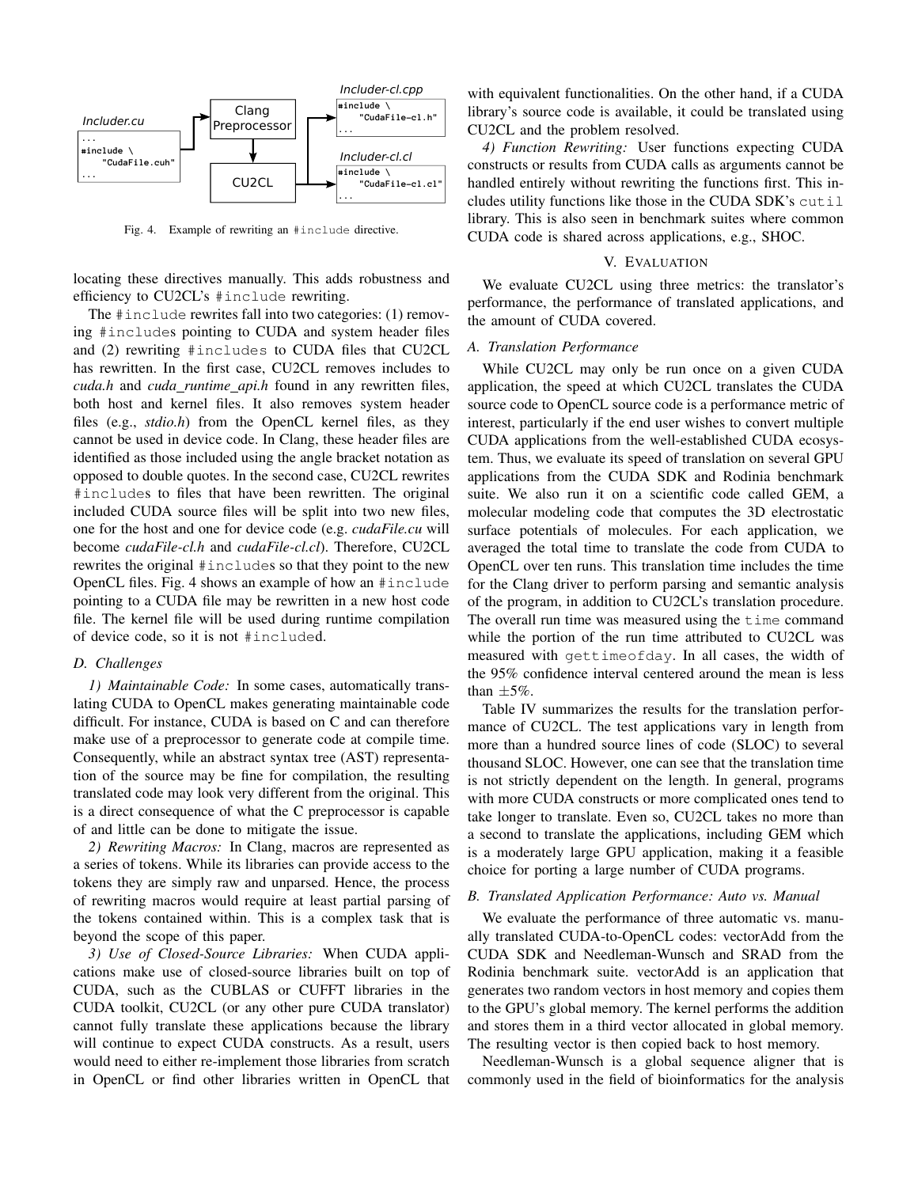Fig. 4. Example of rewriting an `#include` directive.

locating these directives manually. This adds robustness and efficiency to CU2CL's `#include` rewriting.

The `#include` rewrites fall into two categories: (1) removing `#include`s pointing to CUDA and system header files and (2) rewriting `#includes` to CUDA files that CU2CL has rewritten. In the first case, CU2CL removes includes to *cuda.h* and *cuda_runtime_api.h* found in any rewritten files, both host and kernel files. It also removes system header files (e.g., *stdio.h*) from the OpenCL kernel files, as they cannot be used in device code. In Clang, these header files are identified as those included using the angle bracket notation as opposed to double quotes. In the second case, CU2CL rewrites `#include`s to files that have been rewritten. The original included CUDA source files will be split into two new files, one for the host and one for device code (e.g. *cudaFile.cu* will become *cudaFile-cl.h* and *cudaFile-cl.cl*). Therefore, CU2CL rewrites the original `#include`s so that they point to the new OpenCL files. Fig. 4 shows an example of how an `#include` pointing to a CUDA file may be rewritten in a new host code file. The kernel file will be used during runtime compilation of device code, so it is not `#include`d.

### D. Challenges

*1) Maintainable Code:* In some cases, automatically translating CUDA to OpenCL makes generating maintainable code difficult. For instance, CUDA is based on C and can therefore make use of a preprocessor to generate code at compile time. Consequently, while an abstract syntax tree (AST) representation of the source may be fine for compilation, the resulting translated code may look very different from the original. This is a direct consequence of what the C preprocessor is capable of and little can be done to mitigate the issue.

*2) Rewriting Macros:* In Clang, macros are represented as a series of tokens. While its libraries can provide access to the tokens they are simply raw and unparsed. Hence, the process of rewriting macros would require at least partial parsing of the tokens contained within. This is a complex task that is beyond the scope of this paper.

*3) Use of Closed-Source Libraries:* When CUDA applications make use of closed-source libraries built on top of CUDA, such as the CUBLAS or CUFFT libraries in the CUDA toolkit, CU2CL (or any other pure CUDA translator) cannot fully translate these applications because the library will continue to expect CUDA constructs. As a result, users would need to either re-implement those libraries from scratch in OpenCL or find other libraries written in OpenCL that with equivalent functionalities. On the other hand, if a CUDA library's source code is available, it could be translated using CU2CL and the problem resolved.

*4) Function Rewriting:* User functions expecting CUDA constructs or results from CUDA calls as arguments cannot be handled entirely without rewriting the functions first. This includes utility functions like those in the CUDA SDK's `cutil` library. This is also seen in benchmark suites where common CUDA code is shared across applications, e.g., SHOC.

## V. Evaluation

We evaluate CU2CL using three metrics: the translator's performance, the performance of translated applications, and the amount of CUDA covered.

### A. Translation Performance

While CU2CL may only be run once on a given CUDA application, the speed at which CU2CL translates the CUDA source code to OpenCL source code is a performance metric of interest, particularly if the end user wishes to convert multiple CUDA applications from the well-established CUDA ecosystem. Thus, we evaluate its speed of translation on several GPU applications from the CUDA SDK and Rodinia benchmark suite. We also run it on a scientific code called GEM, a molecular modeling code that computes the 3D electrostatic surface potentials of molecules. For each application, we averaged the total time to translate the code from CUDA to OpenCL over ten runs. This translation time includes the time for the Clang driver to perform parsing and semantic analysis of the program, in addition to CU2CL's translation procedure. The overall run time was measured using the `time` command while the portion of the run time attributed to CU2CL was measured with `gettimeofday`. In all cases, the width of the 95% confidence interval centered around the mean is less than $\pm 5\%$.

Table IV summarizes the results for the translation performance of CU2CL. The test applications vary in length from more than a hundred source lines of code (SLOC) to several thousand SLOC. However, one can see that the translation time is not strictly dependent on the length. In general, programs with more CUDA constructs or more complicated ones tend to take longer to translate. Even so, CU2CL takes no more than a second to translate the applications, including GEM which is a moderately large GPU application, making it a feasible choice for porting a large number of CUDA programs.

### B. Translated Application Performance: Auto vs. Manual

We evaluate the performance of three automatic vs. manually translated CUDA-to-OpenCL codes: vectorAdd from the CUDA SDK and Needleman-Wunsch and SRAD from the Rodinia benchmark suite. vectorAdd is an application that generates two random vectors in host memory and copies them to the GPU's global memory. The kernel performs the addition and stores them in a third vector allocated in global memory. The resulting vector is then copied back to host memory.

Needleman-Wunsch is a global sequence aligner that is commonly used in the field of bioinformatics for the analysis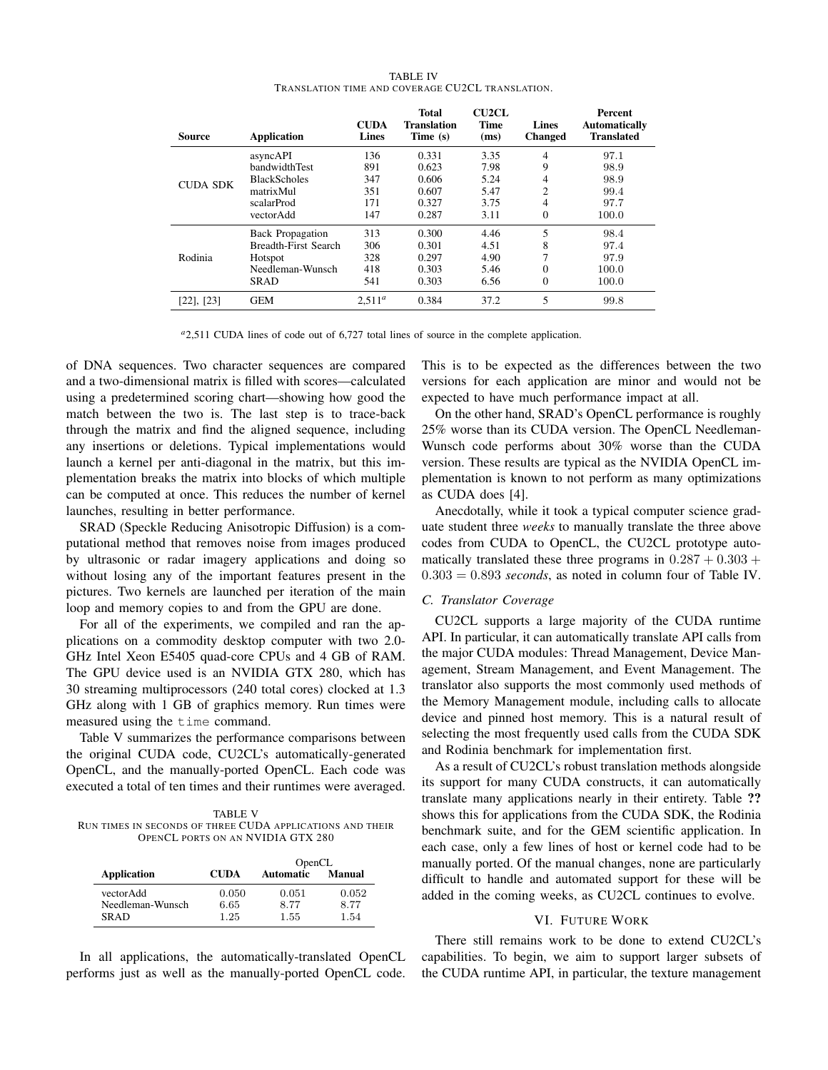TABLE IV
TRANSLATION TIME AND COVERAGE CU2CL TRANSLATION.

| Source | Application | CUDA Lines | Total Translation Time (s) | CU2CL Time (ms) | Lines Changed | Percent Automatically Translated |
|---|---|---|---|---|---|---|
| CUDA SDK | asyncAPI | 136 | 0.331 | 3.35 | 4 | 97.1 |
| | bandwidthTest | 891 | 0.623 | 7.98 | 9 | 98.9 |
| | BlackScholes | 347 | 0.606 | 5.24 | 4 | 98.9 |
| | matrixMul | 351 | 0.607 | 5.47 | 2 | 99.4 |
| | scalarProd | 171 | 0.327 | 3.75 | 4 | 97.7 |
| | vectorAdd | 147 | 0.287 | 3.11 | 0 | 100.0 |
| Rodinia | Back Propagation | 313 | 0.300 | 4.46 | 5 | 98.4 |
| | Breadth-First Search | 306 | 0.301 | 4.51 | 8 | 97.4 |
| | Hotspot | 328 | 0.297 | 4.90 | 7 | 97.9 |
| | Needleman-Wunsch | 418 | 0.303 | 5.46 | 0 | 100.0 |
| | SRAD | 541 | 0.303 | 6.56 | 0 | 100.0 |
| [22], [23] | GEM | 2,511[a] | 0.384 | 37.2 | 5 | 99.8 |

[a] 2,511 CUDA lines of code out of 6,727 total lines of source in the complete application.

of DNA sequences. Two character sequences are compared and a two-dimensional matrix is filled with scores—calculated using a predetermined scoring chart—showing how good the match between the two is. The last step is to trace-back through the matrix and find the aligned sequence, including any insertions or deletions. Typical implementations would launch a kernel per anti-diagonal in the matrix, but this implementation breaks the matrix into blocks of which multiple can be computed at once. This reduces the number of kernel launches, resulting in better performance.

SRAD (Speckle Reducing Anisotropic Diffusion) is a computational method that removes noise from images produced by ultrasonic or radar imagery applications and doing so without losing any of the important features present in the pictures. Two kernels are launched per iteration of the main loop and memory copies to and from the GPU are done.

For all of the experiments, we compiled and ran the applications on a commodity desktop computer with two 2.0-GHz Intel Xeon E5405 quad-core CPUs and 4 GB of RAM. The GPU device used is an NVIDIA GTX 280, which has 30 streaming multiprocessors (240 total cores) clocked at 1.3 GHz along with 1 GB of graphics memory. Run times were measured using the `time` command.

Table V summarizes the performance comparisons between the original CUDA code, CU2CL's automatically-generated OpenCL, and the manually-ported OpenCL. Each code was executed a total of ten times and their runtimes were averaged.

TABLE V
RUN TIMES IN SECONDS OF THREE CUDA APPLICATIONS AND THEIR OPENCL PORTS ON AN NVIDIA GTX 280

| Application | CUDA | OpenCL Automatic | OpenCL Manual |
|---|---|---|---|
| vectorAdd | 0.050 | 0.051 | 0.052 |
| Needleman-Wunsch | 6.65 | 8.77 | 8.77 |
| SRAD | 1.25 | 1.55 | 1.54 |

In all applications, the automatically-translated OpenCL performs just as well as the manually-ported OpenCL code. This is to be expected as the differences between the two versions for each application are minor and would not be expected to have much performance impact at all.

On the other hand, SRAD's OpenCL performance is roughly 25% worse than its CUDA version. The OpenCL Needleman-Wunsch code performs about 30% worse than the CUDA version. These results are typical as the NVIDIA OpenCL implementation is known to not perform as many optimizations as CUDA does [4].

Anecdotally, while it took a typical computer science graduate student three *weeks* to manually translate the three above codes from CUDA to OpenCL, the CU2CL prototype automatically translated these three programs in $0.287 + 0.303 + 0.303 = 0.893$ *seconds*, as noted in column four of Table IV.

### C. Translator Coverage

CU2CL supports a large majority of the CUDA runtime API. In particular, it can automatically translate API calls from the major CUDA modules: Thread Management, Device Management, Stream Management, and Event Management. The translator also supports the most commonly used methods of the Memory Management module, including calls to allocate device and pinned host memory. This is a natural result of selecting the most frequently used calls from the CUDA SDK and Rodinia benchmark for implementation first.

As a result of CU2CL's robust translation methods alongside its support for many CUDA constructs, it can automatically translate many applications nearly in their entirety. Table **??** shows this for applications from the CUDA SDK, the Rodinia benchmark suite, and for the GEM scientific application. In each case, only a few lines of host or kernel code had to be manually ported. Of the manual changes, none are particularly difficult to handle and automated support for these will be added in the coming weeks, as CU2CL continues to evolve.

## VI. FUTURE WORK

There still remains work to be done to extend CU2CL's capabilities. To begin, we aim to support larger subsets of the CUDA runtime API, in particular, the texture management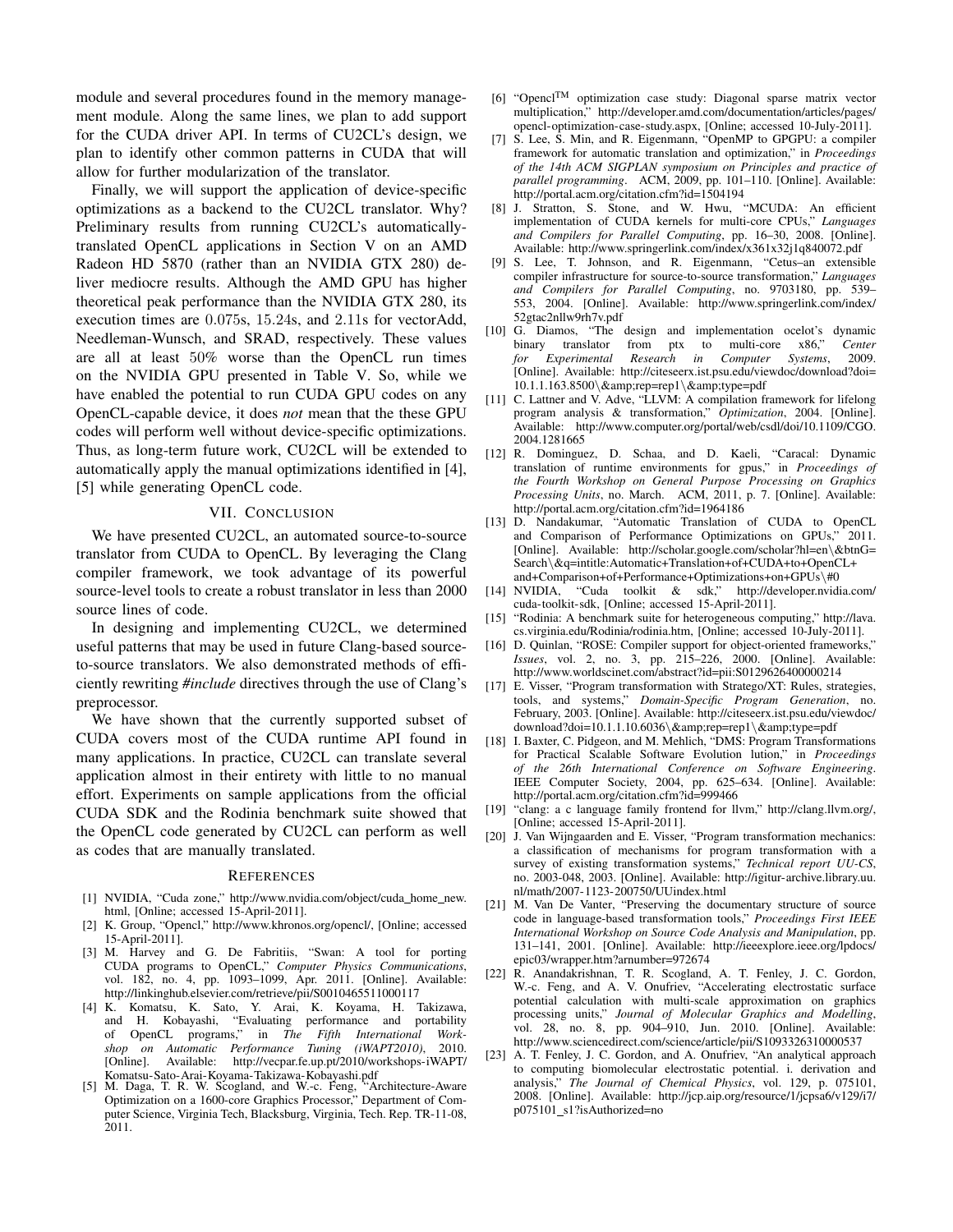module and several procedures found in the memory management module. Along the same lines, we plan to add support for the CUDA driver API. In terms of CU2CL's design, we plan to identify other common patterns in CUDA that will allow for further modularization of the translator.

Finally, we will support the application of device-specific optimizations as a backend to the CU2CL translator. Why? Preliminary results from running CU2CL's automatically-translated OpenCL applications in Section V on an AMD Radeon HD 5870 (rather than an NVIDIA GTX 280) deliver mediocre results. Although the AMD GPU has higher theoretical peak performance than the NVIDIA GTX 280, its execution times are $0.075$s, $15.24$s, and $2.11$s for vectorAdd, Needleman-Wunsch, and SRAD, respectively. These values are all at least $50\%$ worse than the OpenCL run times on the NVIDIA GPU presented in Table V. So, while we have enabled the potential to run CUDA GPU codes on any OpenCL-capable device, it does *not* mean that the these GPU codes will perform well without device-specific optimizations. Thus, as long-term future work, CU2CL will be extended to automatically apply the manual optimizations identified in [4], [5] while generating OpenCL code.

## VII. Conclusion

We have presented CU2CL, an automated source-to-source translator from CUDA to OpenCL. By leveraging the Clang compiler framework, we took advantage of its powerful source-level tools to create a robust translator in less than 2000 source lines of code.

In designing and implementing CU2CL, we determined useful patterns that may be used in future Clang-based source-to-source translators. We also demonstrated methods of efficiently rewriting *#include* directives through the use of Clang's preprocessor.

We have shown that the currently supported subset of CUDA covers most of the CUDA runtime API found in many applications. In practice, CU2CL can translate several application almost in their entirety with little to no manual effort. Experiments on sample applications from the official CUDA SDK and the Rodinia benchmark suite showed that the OpenCL code generated by CU2CL can perform as well as codes that are manually translated.

## References

[1] NVIDIA, "Cuda zone," http://www.nvidia.com/object/cuda_home_new.html, [Online; accessed 15-April-2011].

[2] K. Group, "Opencl," http://www.khronos.org/opencl/, [Online; accessed 15-April-2011].

[3] M. Harvey and G. De Fabritiis, "Swan: A tool for porting CUDA programs to OpenCL," *Computer Physics Communications*, vol. 182, no. 4, pp. 1093–1099, Apr. 2011. [Online]. Available: http://linkinghub.elsevier.com/retrieve/pii/S0010465511000117

[4] K. Komatsu, K. Sato, Y. Arai, K. Koyama, H. Takizawa, and H. Kobayashi, "Evaluating performance and portability of OpenCL programs," in *The Fifth International Workshop on Automatic Performance Tuning (iWAPT2010)*, 2010. [Online]. Available: http://vecpar.fe.up.pt/2010/workshops-iWAPT/Komatsu-Sato-Arai-Koyama-Takizawa-Kobayashi.pdf

[5] M. Daga, T. R. W. Scogland, and W.-c. Feng, "Architecture-Aware Optimization on a 1600-core Graphics Processor," Department of Computer Science, Virginia Tech, Blacksburg, Virginia, Tech. Rep. TR-11-08, 2011.

[6] "Opencl™ optimization case study: Diagonal sparse matrix vector multiplication," http://developer.amd.com/documentation/articles/pages/opencl-optimization-case-study.aspx, [Online; accessed 10-July-2011].

[7] S. Lee, S. Min, and R. Eigenmann, "OpenMP to GPGPU: a compiler framework for automatic translation and optimization," in *Proceedings of the 14th ACM SIGPLAN symposium on Principles and practice of parallel programming*. ACM, 2009, pp. 101–110. [Online]. Available: http://portal.acm.org/citation.cfm?id=1504194

[8] J. Stratton, S. Stone, and W. Hwu, "MCUDA: An efficient implementation of CUDA kernels for multi-core CPUs," *Languages and Compilers for Parallel Computing*, pp. 16–30, 2008. [Online]. Available: http://www.springerlink.com/index/x361x32j1q840072.pdf

[9] S. Lee, T. Johnson, and R. Eigenmann, "Cetus–an extensible compiler infrastructure for source-to-source transformation," *Languages and Compilers for Parallel Computing*, no. 9703180, pp. 539–553, 2004. [Online]. Available: http://www.springerlink.com/index/52gtac2nllw9rh7v.pdf

[10] G. Diamos, "The design and implementation ocelot's dynamic binary translator from ptx to multi-core x86," *Center for Experimental Research in Computer Systems*, 2009. [Online]. Available: http://citeseerx.ist.psu.edu/viewdoc/download?doi=10.1.1.163.8500\&amp;rep=rep1\&amp;type=pdf

[11] C. Lattner and V. Adve, "LLVM: A compilation framework for lifelong program analysis & transformation," *Optimization*, 2004. [Online]. Available: http://www.computer.org/portal/web/csdl/doi/10.1109/CGO.2004.1281665

[12] R. Dominguez, D. Schaa, and D. Kaeli, "Caracal: Dynamic translation of runtime environments for gpus," in *Proceedings of the Fourth Workshop on General Purpose Processing on Graphics Processing Units*, no. March. ACM, 2011, p. 7. [Online]. Available: http://portal.acm.org/citation.cfm?id=1964186

[13] D. Nandakumar, "Automatic Translation of CUDA to OpenCL and Comparison of Performance Optimizations on GPUs," 2011. [Online]. Available: http://scholar.google.com/scholar?hl=en\&btnG=Search\&q=intitle:Automatic+Translation+of+CUDA+to+OpenCL+and+Comparison+of+Performance+Optimizations+on+GPUs\#0

[14] NVIDIA, "Cuda toolkit & sdk," http://developer.nvidia.com/cuda-toolkit-sdk, [Online; accessed 15-April-2011].

[15] "Rodinia: A benchmark suite for heterogeneous computing," http://lava.cs.virginia.edu/Rodinia/rodinia.htm, [Online; accessed 10-July-2011].

[16] D. Quinlan, "ROSE: Compiler support for object-oriented frameworks," *Issues*, vol. 2, no. 3, pp. 215–226, 2000. [Online]. Available: http://www.worldscinet.com/abstract?id=pii:S0129626400000214

[17] E. Visser, "Program transformation with Stratego/XT: Rules, strategies, tools, and systems," *Domain-Specific Program Generation*, no. February, 2003. [Online]. Available: http://citeseerx.ist.psu.edu/viewdoc/download?doi=10.1.1.10.6036\&amp;rep=rep1\&amp;type=pdf

[18] I. Baxter, C. Pidgeon, and M. Mehlich, "DMS: Program Transformations for Practical Scalable Software Evolution lution," in *Proceedings of the 26th International Conference on Software Engineering*. IEEE Computer Society, 2004, pp. 625–634. [Online]. Available: http://portal.acm.org/citation.cfm?id=999466

[19] "clang: a c language family frontend for llvm," http://clang.llvm.org/, [Online; accessed 15-April-2011].

[20] J. Van Wijngaarden and E. Visser, "Program transformation mechanics: a classification of mechanisms for program transformation with a survey of existing transformation systems," *Technical report UU-CS*, no. 2003-048, 2003. [Online]. Available: http://igitur-archive.library.uu.nl/math/2007-1123-200750/UUindex.html

[21] M. Van De Vanter, "Preserving the documentary structure of source code in language-based transformation tools," *Proceedings First IEEE International Workshop on Source Code Analysis and Manipulation*, pp. 131–141, 2001. [Online]. Available: http://ieeexplore.ieee.org/lpdocs/epic03/wrapper.htm?arnumber=972674

[22] R. Anandakrishnan, T. R. Scogland, A. T. Fenley, J. C. Gordon, W.-c. Feng, and A. V. Onufriev, "Accelerating electrostatic surface potential calculation with multi-scale approximation on graphics processing units," *Journal of Molecular Graphics and Modelling*, vol. 28, no. 8, pp. 904–910, Jun. 2010. [Online]. Available: http://www.sciencedirect.com/science/article/pii/S1093326310000537

[23] A. T. Fenley, J. C. Gordon, and A. Onufriev, "An analytical approach to computing biomolecular electrostatic potential. i. derivation and analysis," *The Journal of Chemical Physics*, vol. 129, p. 075101, 2008. [Online]. Available: http://jcp.aip.org/resource/1/jcpsa6/v129/i7/p075101_s1?isAuthorized=no